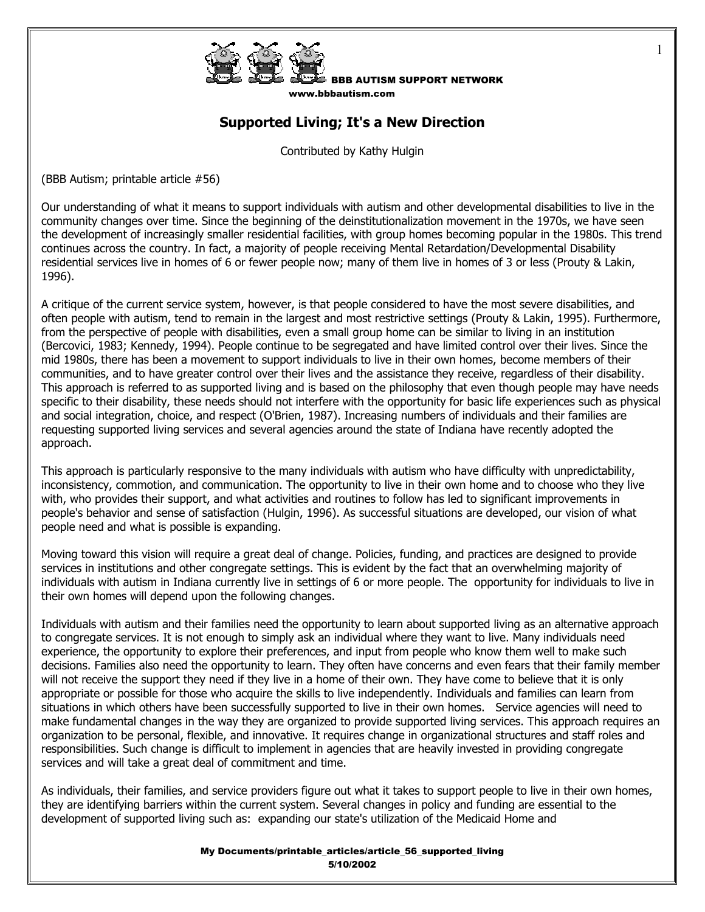BBB AUTISM SUPPORT NETWORK
www.bbbautism.com

# Supported Living; It's a New Direction

Contributed by Kathy Hulgin

(BBB Autism; printable article #56)

Our understanding of what it means to support individuals with autism and other developmental disabilities to live in the community changes over time. Since the beginning of the deinstitutionalization movement in the 1970s, we have seen the development of increasingly smaller residential facilities, with group homes becoming popular in the 1980s. This trend continues across the country. In fact, a majority of people receiving Mental Retardation/Developmental Disability residential services live in homes of 6 or fewer people now; many of them live in homes of 3 or less (Prouty & Lakin, 1996).

A critique of the current service system, however, is that people considered to have the most severe disabilities, and often people with autism, tend to remain in the largest and most restrictive settings (Prouty & Lakin, 1995). Furthermore, from the perspective of people with disabilities, even a small group home can be similar to living in an institution (Bercovici, 1983; Kennedy, 1994). People continue to be segregated and have limited control over their lives. Since the mid 1980s, there has been a movement to support individuals to live in their own homes, become members of their communities, and to have greater control over their lives and the assistance they receive, regardless of their disability. This approach is referred to as supported living and is based on the philosophy that even though people may have needs specific to their disability, these needs should not interfere with the opportunity for basic life experiences such as physical and social integration, choice, and respect (O'Brien, 1987). Increasing numbers of individuals and their families are requesting supported living services and several agencies around the state of Indiana have recently adopted the approach.

This approach is particularly responsive to the many individuals with autism who have difficulty with unpredictability, inconsistency, commotion, and communication. The opportunity to live in their own home and to choose who they live with, who provides their support, and what activities and routines to follow has led to significant improvements in people's behavior and sense of satisfaction (Hulgin, 1996). As successful situations are developed, our vision of what people need and what is possible is expanding.

Moving toward this vision will require a great deal of change. Policies, funding, and practices are designed to provide services in institutions and other congregate settings. This is evident by the fact that an overwhelming majority of individuals with autism in Indiana currently live in settings of 6 or more people. The opportunity for individuals to live in their own homes will depend upon the following changes.

Individuals with autism and their families need the opportunity to learn about supported living as an alternative approach to congregate services. It is not enough to simply ask an individual where they want to live. Many individuals need experience, the opportunity to explore their preferences, and input from people who know them well to make such decisions. Families also need the opportunity to learn. They often have concerns and even fears that their family member will not receive the support they need if they live in a home of their own. They have come to believe that it is only appropriate or possible for those who acquire the skills to live independently. Individuals and families can learn from situations in which others have been successfully supported to live in their own homes. Service agencies will need to make fundamental changes in the way they are organized to provide supported living services. This approach requires an organization to be personal, flexible, and innovative. It requires change in organizational structures and staff roles and responsibilities. Such change is difficult to implement in agencies that are heavily invested in providing congregate services and will take a great deal of commitment and time.

As individuals, their families, and service providers figure out what it takes to support people to live in their own homes, they are identifying barriers within the current system. Several changes in policy and funding are essential to the development of supported living such as: expanding our state's utilization of the Medicaid Home and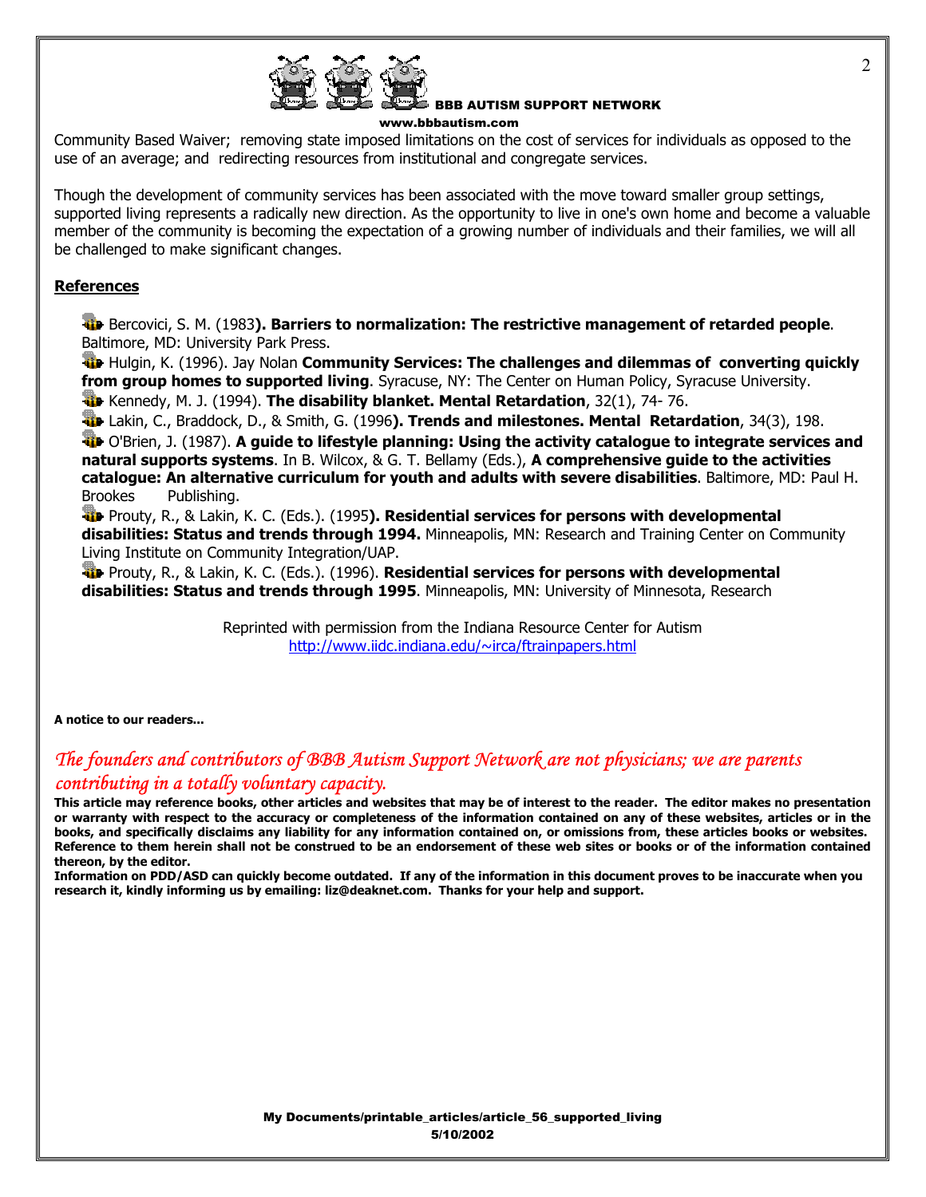Community Based Waiver; removing state imposed limitations on the cost of services for individuals as opposed to the use of an average; and redirecting resources from institutional and congregate services.

Though the development of community services has been associated with the move toward smaller group settings, supported living represents a radically new direction. As the opportunity to live in one's own home and become a valuable member of the community is becoming the expectation of a growing number of individuals and their families, we will all be challenged to make significant changes.

## References

- Bercovici, S. M. (1983**). Barriers to normalization: The restrictive management of retarded people**. Baltimore, MD: University Park Press.
- Hulgin, K. (1996). Jay Nolan **Community Services: The challenges and dilemmas of converting quickly from group homes to supported living**. Syracuse, NY: The Center on Human Policy, Syracuse University.
- Kennedy, M. J. (1994). **The disability blanket. Mental Retardation**, 32(1), 74- 76.
- Lakin, C., Braddock, D., & Smith, G. (1996**). Trends and milestones. Mental Retardation**, 34(3), 198.
- O'Brien, J. (1987). **A guide to lifestyle planning: Using the activity catalogue to integrate services and natural supports systems**. In B. Wilcox, & G. T. Bellamy (Eds.), **A comprehensive guide to the activities catalogue: An alternative curriculum for youth and adults with severe disabilities**. Baltimore, MD: Paul H. Brookes Publishing.
- Prouty, R., & Lakin, K. C. (Eds.). (1995**). Residential services for persons with developmental disabilities: Status and trends through 1994.** Minneapolis, MN: Research and Training Center on Community Living Institute on Community Integration/UAP.
- Prouty, R., & Lakin, K. C. (Eds.). (1996). **Residential services for persons with developmental disabilities: Status and trends through 1995**. Minneapolis, MN: University of Minnesota, Research

Reprinted with permission from the Indiana Resource Center for Autism
http://www.iidc.indiana.edu/~irca/ftrainpapers.html

**A notice to our readers...**

*The founders and contributors of BBB Autism Support Network are not physicians; we are parents contributing in a totally voluntary capacity.*

**This article may reference books, other articles and websites that may be of interest to the reader. The editor makes no presentation or warranty with respect to the accuracy or completeness of the information contained on any of these websites, articles or in the books, and specifically disclaims any liability for any information contained on, or omissions from, these articles books or websites. Reference to them herein shall not be construed to be an endorsement of these web sites or books or of the information contained thereon, by the editor.**

**Information on PDD/ASD can quickly become outdated. If any of the information in this document proves to be inaccurate when you research it, kindly informing us by emailing: liz@deaknet.com. Thanks for your help and support.**